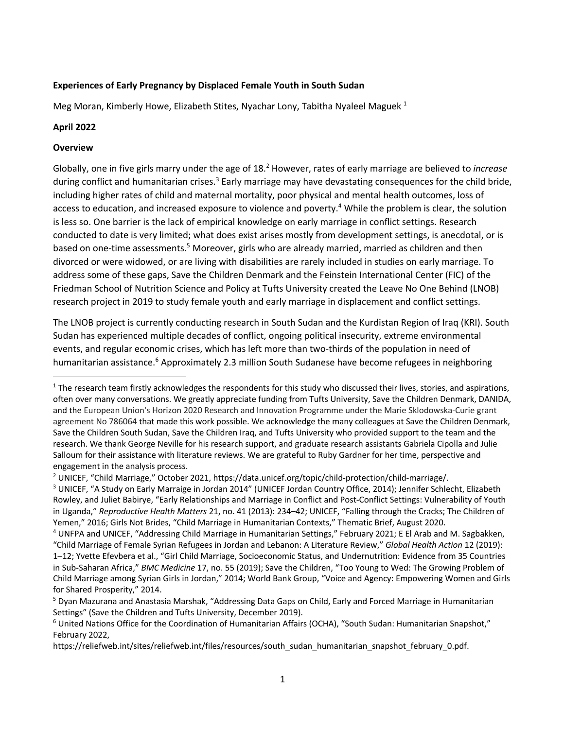**Experiences of Early Pregnancy by Displaced Female Youth in South Sudan**

Meg Moran, Kimberly Howe, Elizabeth Stites, Nyachar Lony, Tabitha Nyaleel Maguek [1]

**April 2022**

**Overview**

Globally, one in five girls marry under the age of 18.[2] However, rates of early marriage are believed to *increase* during conflict and humanitarian crises.[3] Early marriage may have devastating consequences for the child bride, including higher rates of child and maternal mortality, poor physical and mental health outcomes, loss of access to education, and increased exposure to violence and poverty.[4] While the problem is clear, the solution is less so. One barrier is the lack of empirical knowledge on early marriage in conflict settings. Research conducted to date is very limited; what does exist arises mostly from development settings, is anecdotal, or is based on one-time assessments.[5] Moreover, girls who are already married, married as children and then divorced or were widowed, or are living with disabilities are rarely included in studies on early marriage. To address some of these gaps, Save the Children Denmark and the Feinstein International Center (FIC) of the Friedman School of Nutrition Science and Policy at Tufts University created the Leave No One Behind (LNOB) research project in 2019 to study female youth and early marriage in displacement and conflict settings.

The LNOB project is currently conducting research in South Sudan and the Kurdistan Region of Iraq (KRI). South Sudan has experienced multiple decades of conflict, ongoing political insecurity, extreme environmental events, and regular economic crises, which has left more than two-thirds of the population in need of humanitarian assistance.[6] Approximately 2.3 million South Sudanese have become refugees in neighboring

---

[1] The research team firstly acknowledges the respondents for this study who discussed their lives, stories, and aspirations, often over many conversations. We greatly appreciate funding from Tufts University, Save the Children Denmark, DANIDA, and the European Union's Horizon 2020 Research and Innovation Programme under the Marie Sklodowska-Curie grant agreement No 786064 that made this work possible. We acknowledge the many colleagues at Save the Children Denmark, Save the Children South Sudan, Save the Children Iraq, and Tufts University who provided support to the team and the research. We thank George Neville for his research support, and graduate research assistants Gabriela Cipolla and Julie Salloum for their assistance with literature reviews. We are grateful to Ruby Gardner for her time, perspective and engagement in the analysis process.

[2] UNICEF, "Child Marriage," October 2021, https://data.unicef.org/topic/child-protection/child-marriage/.

[3] UNICEF, "A Study on Early Marraige in Jordan 2014" (UNICEF Jordan Country Office, 2014); Jennifer Schlecht, Elizabeth Rowley, and Juliet Babirye, "Early Relationships and Marriage in Conflict and Post-Conflict Settings: Vulnerability of Youth in Uganda," *Reproductive Health Matters* 21, no. 41 (2013): 234–42; UNICEF, "Falling through the Cracks; The Children of Yemen," 2016; Girls Not Brides, "Child Marriage in Humanitarian Contexts," Thematic Brief, August 2020.

[4] UNFPA and UNICEF, "Addressing Child Marriage in Humanitarian Settings," February 2021; E El Arab and M. Sagbakken, "Child Marriage of Female Syrian Refugees in Jordan and Lebanon: A Literature Review," *Global Health Action* 12 (2019): 1–12; Yvette Efevbera et al., "Girl Child Marriage, Socioeconomic Status, and Undernutrition: Evidence from 35 Countries in Sub-Saharan Africa," *BMC Medicine* 17, no. 55 (2019); Save the Children, "Too Young to Wed: The Growing Problem of Child Marriage among Syrian Girls in Jordan," 2014; World Bank Group, "Voice and Agency: Empowering Women and Girls for Shared Prosperity," 2014.

[5] Dyan Mazurana and Anastasia Marshak, "Addressing Data Gaps on Child, Early and Forced Marriage in Humanitarian Settings" (Save the Children and Tufts University, December 2019).

[6] United Nations Office for the Coordination of Humanitarian Affairs (OCHA), "South Sudan: Humanitarian Snapshot," February 2022, https://reliefweb.int/sites/reliefweb.int/files/resources/south_sudan_humanitarian_snapshot_february_0.pdf.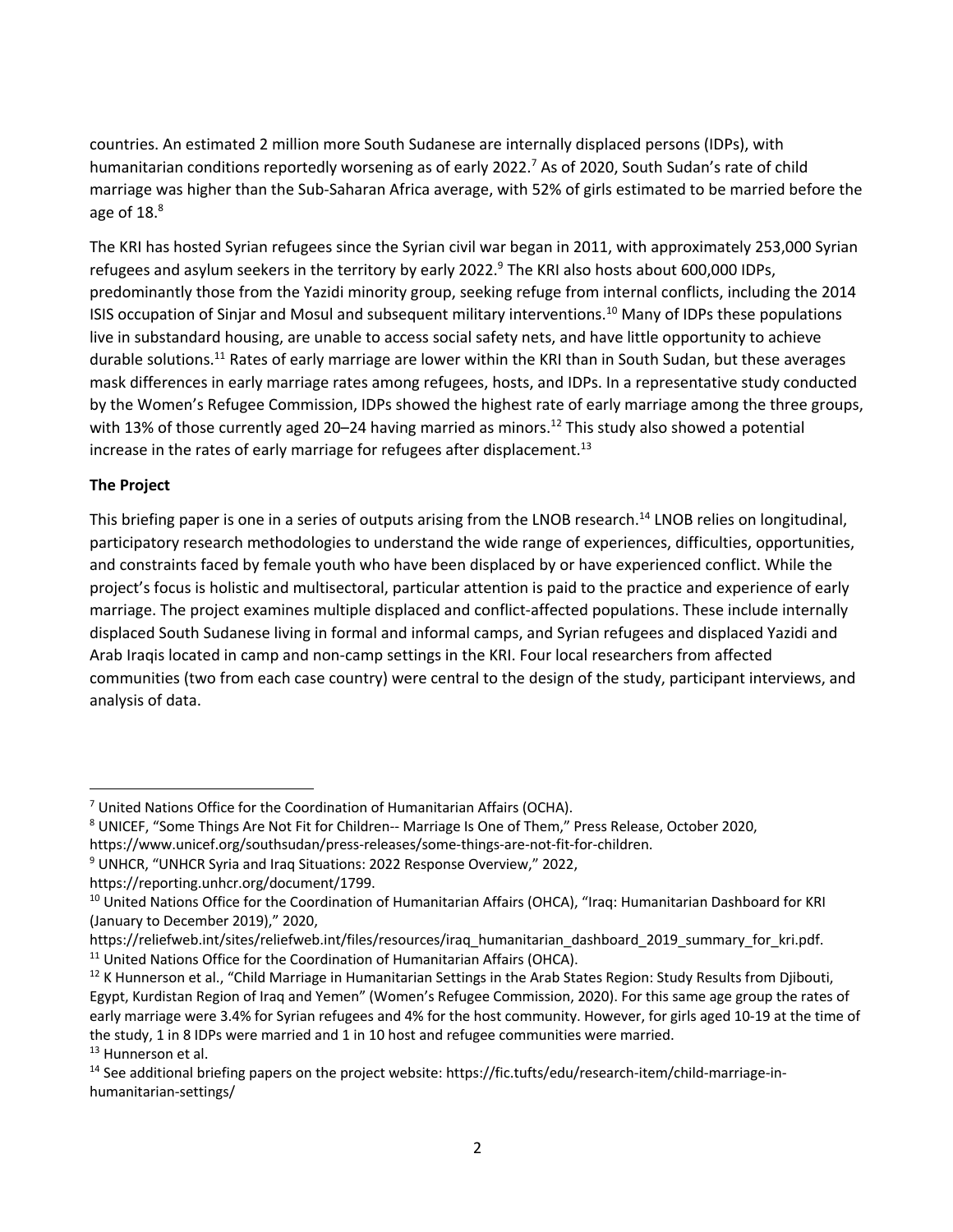countries. An estimated 2 million more South Sudanese are internally displaced persons (IDPs), with humanitarian conditions reportedly worsening as of early 2022.[7] As of 2020, South Sudan's rate of child marriage was higher than the Sub-Saharan Africa average, with 52% of girls estimated to be married before the age of 18.[8]

The KRI has hosted Syrian refugees since the Syrian civil war began in 2011, with approximately 253,000 Syrian refugees and asylum seekers in the territory by early 2022.[9] The KRI also hosts about 600,000 IDPs, predominantly those from the Yazidi minority group, seeking refuge from internal conflicts, including the 2014 ISIS occupation of Sinjar and Mosul and subsequent military interventions.[10] Many of IDPs these populations live in substandard housing, are unable to access social safety nets, and have little opportunity to achieve durable solutions.[11] Rates of early marriage are lower within the KRI than in South Sudan, but these averages mask differences in early marriage rates among refugees, hosts, and IDPs. In a representative study conducted by the Women's Refugee Commission, IDPs showed the highest rate of early marriage among the three groups, with 13% of those currently aged 20–24 having married as minors.[12] This study also showed a potential increase in the rates of early marriage for refugees after displacement.[13]

**The Project**

This briefing paper is one in a series of outputs arising from the LNOB research.[14] LNOB relies on longitudinal, participatory research methodologies to understand the wide range of experiences, difficulties, opportunities, and constraints faced by female youth who have been displaced by or have experienced conflict. While the project's focus is holistic and multisectoral, particular attention is paid to the practice and experience of early marriage. The project examines multiple displaced and conflict-affected populations. These include internally displaced South Sudanese living in formal and informal camps, and Syrian refugees and displaced Yazidi and Arab Iraqis located in camp and non-camp settings in the KRI. Four local researchers from affected communities (two from each case country) were central to the design of the study, participant interviews, and analysis of data.

---

[7] United Nations Office for the Coordination of Humanitarian Affairs (OCHA).

[8] UNICEF, "Some Things Are Not Fit for Children-- Marriage Is One of Them," Press Release, October 2020, https://www.unicef.org/southsudan/press-releases/some-things-are-not-fit-for-children.

[9] UNHCR, "UNHCR Syria and Iraq Situations: 2022 Response Overview," 2022, https://reporting.unhcr.org/document/1799.

[10] United Nations Office for the Coordination of Humanitarian Affairs (OHCA), "Iraq: Humanitarian Dashboard for KRI (January to December 2019)," 2020, https://reliefweb.int/sites/reliefweb.int/files/resources/iraq_humanitarian_dashboard_2019_summary_for_kri.pdf.

[11] United Nations Office for the Coordination of Humanitarian Affairs (OHCA).

[12] K Hunnerson et al., "Child Marriage in Humanitarian Settings in the Arab States Region: Study Results from Djibouti, Egypt, Kurdistan Region of Iraq and Yemen" (Women's Refugee Commission, 2020). For this same age group the rates of early marriage were 3.4% for Syrian refugees and 4% for the host community. However, for girls aged 10-19 at the time of the study, 1 in 8 IDPs were married and 1 in 10 host and refugee communities were married.

[13] Hunnerson et al.

[14] See additional briefing papers on the project website: https://fic.tufts/edu/research-item/child-marriage-in-humanitarian-settings/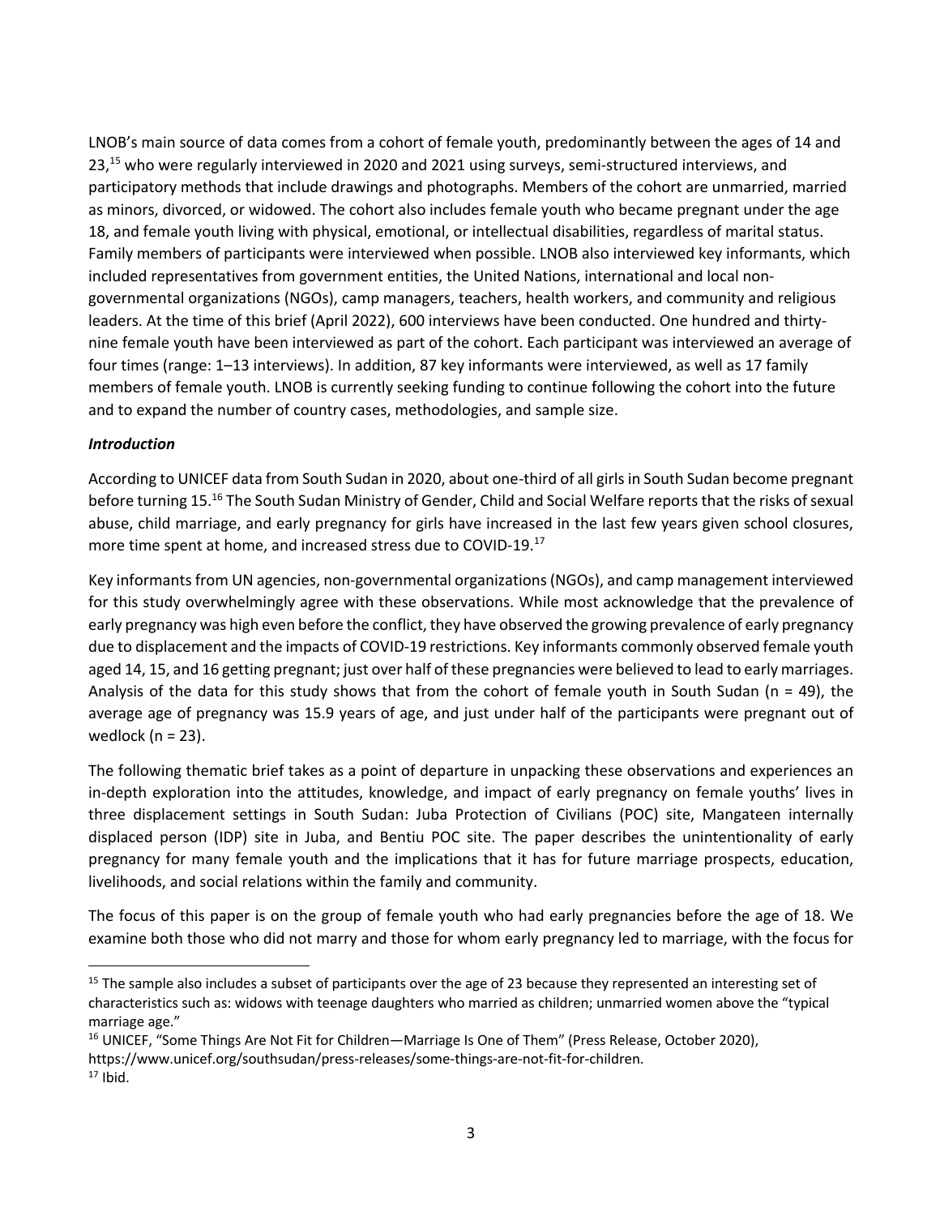LNOB's main source of data comes from a cohort of female youth, predominantly between the ages of 14 and 23,[15] who were regularly interviewed in 2020 and 2021 using surveys, semi-structured interviews, and participatory methods that include drawings and photographs. Members of the cohort are unmarried, married as minors, divorced, or widowed. The cohort also includes female youth who became pregnant under the age 18, and female youth living with physical, emotional, or intellectual disabilities, regardless of marital status. Family members of participants were interviewed when possible. LNOB also interviewed key informants, which included representatives from government entities, the United Nations, international and local non-governmental organizations (NGOs), camp managers, teachers, health workers, and community and religious leaders. At the time of this brief (April 2022), 600 interviews have been conducted. One hundred and thirty-nine female youth have been interviewed as part of the cohort. Each participant was interviewed an average of four times (range: 1–13 interviews). In addition, 87 key informants were interviewed, as well as 17 family members of female youth. LNOB is currently seeking funding to continue following the cohort into the future and to expand the number of country cases, methodologies, and sample size.

***Introduction***

According to UNICEF data from South Sudan in 2020, about one-third of all girls in South Sudan become pregnant before turning 15.[16] The South Sudan Ministry of Gender, Child and Social Welfare reports that the risks of sexual abuse, child marriage, and early pregnancy for girls have increased in the last few years given school closures, more time spent at home, and increased stress due to COVID-19.[17]

Key informants from UN agencies, non-governmental organizations (NGOs), and camp management interviewed for this study overwhelmingly agree with these observations. While most acknowledge that the prevalence of early pregnancy was high even before the conflict, they have observed the growing prevalence of early pregnancy due to displacement and the impacts of COVID-19 restrictions. Key informants commonly observed female youth aged 14, 15, and 16 getting pregnant; just over half of these pregnancies were believed to lead to early marriages. Analysis of the data for this study shows that from the cohort of female youth in South Sudan (n = 49), the average age of pregnancy was 15.9 years of age, and just under half of the participants were pregnant out of wedlock (n = 23).

The following thematic brief takes as a point of departure in unpacking these observations and experiences an in-depth exploration into the attitudes, knowledge, and impact of early pregnancy on female youths' lives in three displacement settings in South Sudan: Juba Protection of Civilians (POC) site, Mangateen internally displaced person (IDP) site in Juba, and Bentiu POC site. The paper describes the unintentionality of early pregnancy for many female youth and the implications that it has for future marriage prospects, education, livelihoods, and social relations within the family and community.

The focus of this paper is on the group of female youth who had early pregnancies before the age of 18. We examine both those who did not marry and those for whom early pregnancy led to marriage, with the focus for

---

[15] The sample also includes a subset of participants over the age of 23 because they represented an interesting set of characteristics such as: widows with teenage daughters who married as children; unmarried women above the "typical marriage age."

[16] UNICEF, "Some Things Are Not Fit for Children—Marriage Is One of Them" (Press Release, October 2020), https://www.unicef.org/southsudan/press-releases/some-things-are-not-fit-for-children.

[17] Ibid.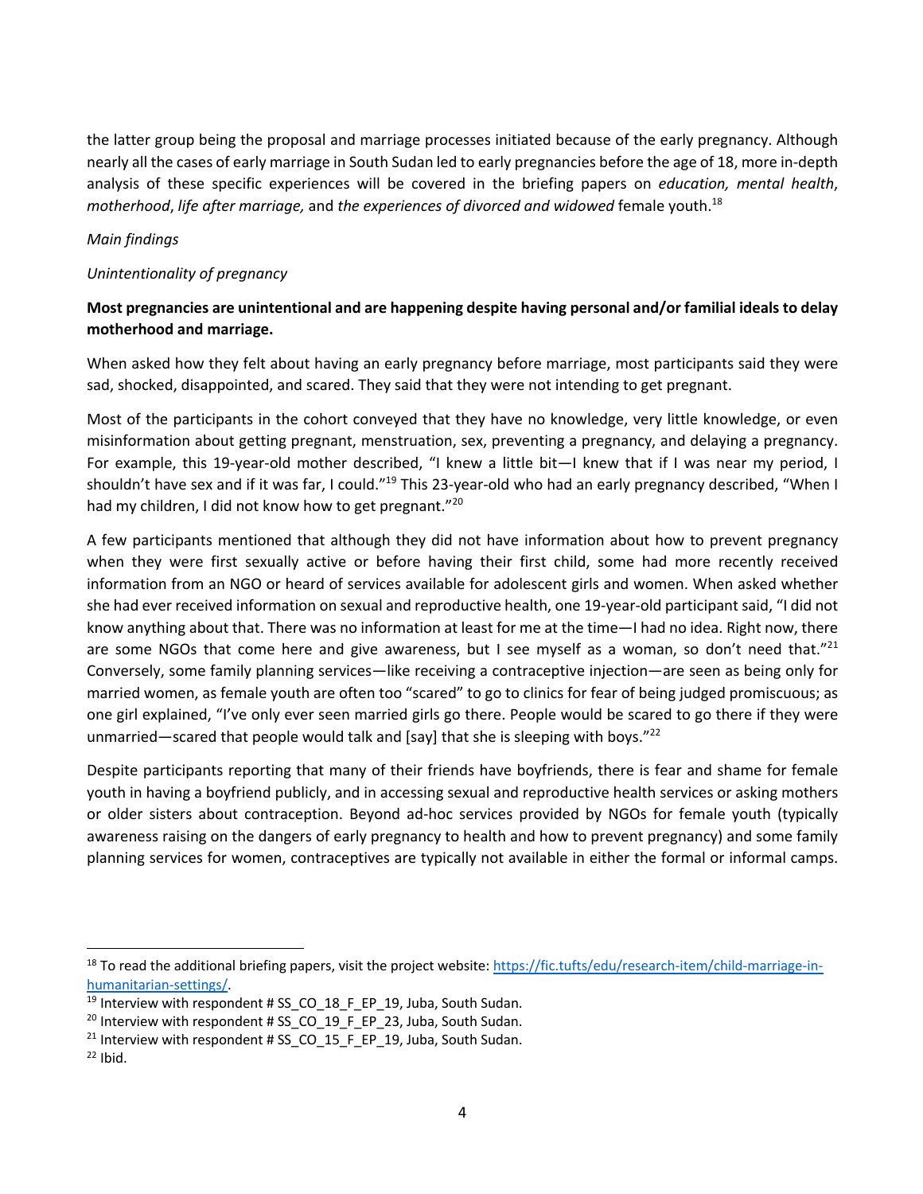the latter group being the proposal and marriage processes initiated because of the early pregnancy. Although nearly all the cases of early marriage in South Sudan led to early pregnancies before the age of 18, more in-depth analysis of these specific experiences will be covered in the briefing papers on *education, mental health*, *motherhood*, *life after marriage,* and *the experiences of divorced and widowed* female youth.[18]

*Main findings*

*Unintentionality of pregnancy*

**Most pregnancies are unintentional and are happening despite having personal and/or familial ideals to delay motherhood and marriage.**

When asked how they felt about having an early pregnancy before marriage, most participants said they were sad, shocked, disappointed, and scared. They said that they were not intending to get pregnant.

Most of the participants in the cohort conveyed that they have no knowledge, very little knowledge, or even misinformation about getting pregnant, menstruation, sex, preventing a pregnancy, and delaying a pregnancy. For example, this 19-year-old mother described, "I knew a little bit—I knew that if I was near my period, I shouldn't have sex and if it was far, I could."[19] This 23-year-old who had an early pregnancy described, "When I had my children, I did not know how to get pregnant."[20]

A few participants mentioned that although they did not have information about how to prevent pregnancy when they were first sexually active or before having their first child, some had more recently received information from an NGO or heard of services available for adolescent girls and women. When asked whether she had ever received information on sexual and reproductive health, one 19-year-old participant said, "I did not know anything about that. There was no information at least for me at the time—I had no idea. Right now, there are some NGOs that come here and give awareness, but I see myself as a woman, so don't need that."[21] Conversely, some family planning services—like receiving a contraceptive injection—are seen as being only for married women, as female youth are often too "scared" to go to clinics for fear of being judged promiscuous; as one girl explained, "I've only ever seen married girls go there. People would be scared to go there if they were unmarried—scared that people would talk and [say] that she is sleeping with boys."[22]

Despite participants reporting that many of their friends have boyfriends, there is fear and shame for female youth in having a boyfriend publicly, and in accessing sexual and reproductive health services or asking mothers or older sisters about contraception. Beyond ad-hoc services provided by NGOs for female youth (typically awareness raising on the dangers of early pregnancy to health and how to prevent pregnancy) and some family planning services for women, contraceptives are typically not available in either the formal or informal camps.

---

[18] To read the additional briefing papers, visit the project website: https://fic.tufts/edu/research-item/child-marriage-in-humanitarian-settings/.

[19] Interview with respondent # SS_CO_18_F_EP_19, Juba, South Sudan.

[20] Interview with respondent # SS_CO_19_F_EP_23, Juba, South Sudan.

[21] Interview with respondent # SS_CO_15_F_EP_19, Juba, South Sudan.

[22] Ibid.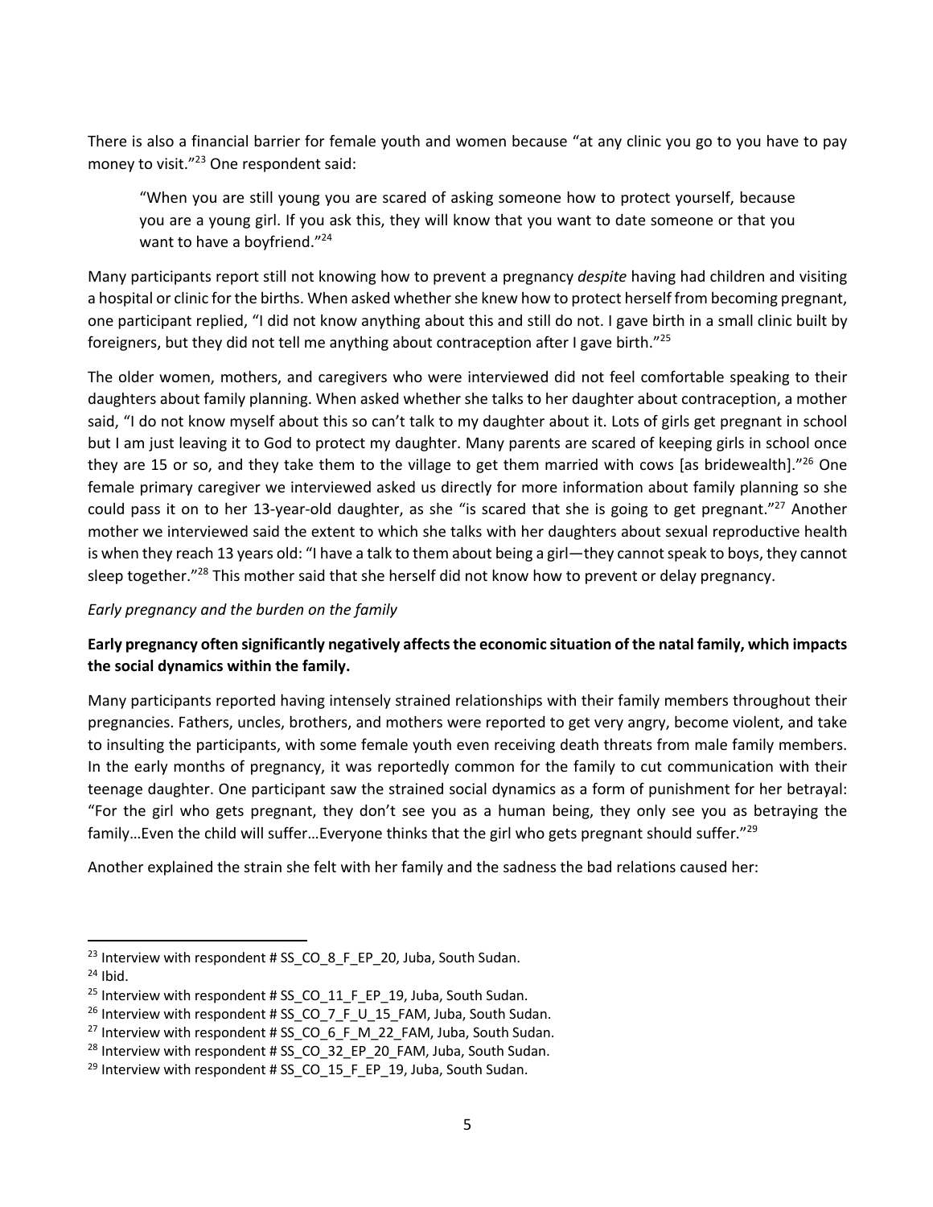There is also a financial barrier for female youth and women because "at any clinic you go to you have to pay money to visit."[23] One respondent said:

> "When you are still young you are scared of asking someone how to protect yourself, because you are a young girl. If you ask this, they will know that you want to date someone or that you want to have a boyfriend."[24]

Many participants report still not knowing how to prevent a pregnancy *despite* having had children and visiting a hospital or clinic for the births. When asked whether she knew how to protect herself from becoming pregnant, one participant replied, "I did not know anything about this and still do not. I gave birth in a small clinic built by foreigners, but they did not tell me anything about contraception after I gave birth."[25]

The older women, mothers, and caregivers who were interviewed did not feel comfortable speaking to their daughters about family planning. When asked whether she talks to her daughter about contraception, a mother said, "I do not know myself about this so can't talk to my daughter about it. Lots of girls get pregnant in school but I am just leaving it to God to protect my daughter. Many parents are scared of keeping girls in school once they are 15 or so, and they take them to the village to get them married with cows [as bridewealth]."[26] One female primary caregiver we interviewed asked us directly for more information about family planning so she could pass it on to her 13-year-old daughter, as she "is scared that she is going to get pregnant."[27] Another mother we interviewed said the extent to which she talks with her daughters about sexual reproductive health is when they reach 13 years old: "I have a talk to them about being a girl—they cannot speak to boys, they cannot sleep together."[28] This mother said that she herself did not know how to prevent or delay pregnancy.

*Early pregnancy and the burden on the family*

**Early pregnancy often significantly negatively affects the economic situation of the natal family, which impacts the social dynamics within the family.**

Many participants reported having intensely strained relationships with their family members throughout their pregnancies. Fathers, uncles, brothers, and mothers were reported to get very angry, become violent, and take to insulting the participants, with some female youth even receiving death threats from male family members. In the early months of pregnancy, it was reportedly common for the family to cut communication with their teenage daughter. One participant saw the strained social dynamics as a form of punishment for her betrayal: "For the girl who gets pregnant, they don't see you as a human being, they only see you as betraying the family…Even the child will suffer…Everyone thinks that the girl who gets pregnant should suffer."[29]

Another explained the strain she felt with her family and the sadness the bad relations caused her:

---

[23] Interview with respondent # SS_CO_8_F_EP_20, Juba, South Sudan.
[24] Ibid.
[25] Interview with respondent # SS_CO_11_F_EP_19, Juba, South Sudan.
[26] Interview with respondent # SS_CO_7_F_U_15_FAM, Juba, South Sudan.
[27] Interview with respondent # SS_CO_6_F_M_22_FAM, Juba, South Sudan.
[28] Interview with respondent # SS_CO_32_EP_20_FAM, Juba, South Sudan.
[29] Interview with respondent # SS_CO_15_F_EP_19, Juba, South Sudan.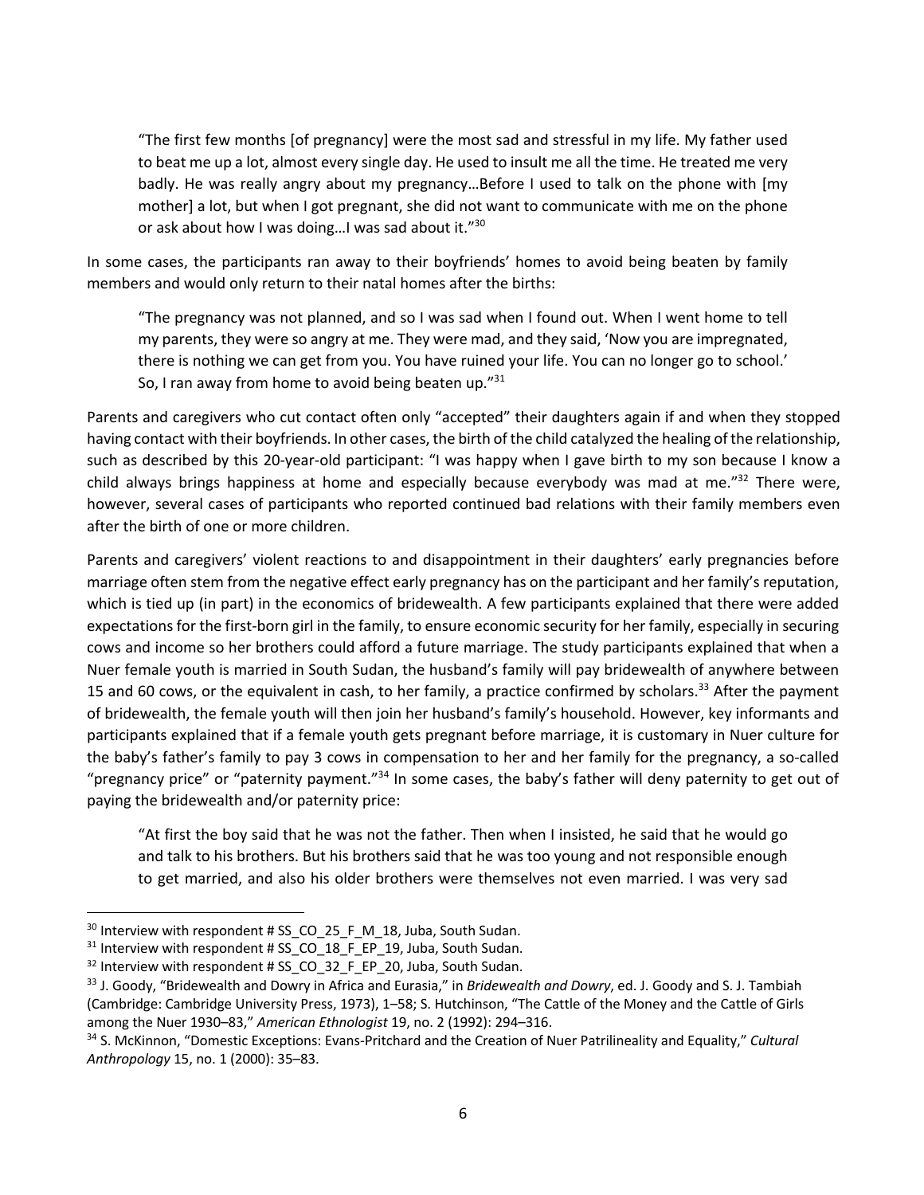> "The first few months [of pregnancy] were the most sad and stressful in my life. My father used to beat me up a lot, almost every single day. He used to insult me all the time. He treated me very badly. He was really angry about my pregnancy…Before I used to talk on the phone with [my mother] a lot, but when I got pregnant, she did not want to communicate with me on the phone or ask about how I was doing…I was sad about it."[30]

In some cases, the participants ran away to their boyfriends' homes to avoid being beaten by family members and would only return to their natal homes after the births:

> "The pregnancy was not planned, and so I was sad when I found out. When I went home to tell my parents, they were so angry at me. They were mad, and they said, 'Now you are impregnated, there is nothing we can get from you. You have ruined your life. You can no longer go to school.' So, I ran away from home to avoid being beaten up."[31]

Parents and caregivers who cut contact often only "accepted" their daughters again if and when they stopped having contact with their boyfriends. In other cases, the birth of the child catalyzed the healing of the relationship, such as described by this 20-year-old participant: "I was happy when I gave birth to my son because I know a child always brings happiness at home and especially because everybody was mad at me."[32] There were, however, several cases of participants who reported continued bad relations with their family members even after the birth of one or more children.

Parents and caregivers' violent reactions to and disappointment in their daughters' early pregnancies before marriage often stem from the negative effect early pregnancy has on the participant and her family's reputation, which is tied up (in part) in the economics of bridewealth. A few participants explained that there were added expectations for the first-born girl in the family, to ensure economic security for her family, especially in securing cows and income so her brothers could afford a future marriage. The study participants explained that when a Nuer female youth is married in South Sudan, the husband's family will pay bridewealth of anywhere between 15 and 60 cows, or the equivalent in cash, to her family, a practice confirmed by scholars.[33] After the payment of bridewealth, the female youth will then join her husband's family's household. However, key informants and participants explained that if a female youth gets pregnant before marriage, it is customary in Nuer culture for the baby's father's family to pay 3 cows in compensation to her and her family for the pregnancy, a so-called "pregnancy price" or "paternity payment."[34] In some cases, the baby's father will deny paternity to get out of paying the bridewealth and/or paternity price:

> "At first the boy said that he was not the father. Then when I insisted, he said that he would go and talk to his brothers. But his brothers said that he was too young and not responsible enough to get married, and also his older brothers were themselves not even married. I was very sad

---

[30] Interview with respondent # SS_CO_25_F_M_18, Juba, South Sudan.

[31] Interview with respondent # SS_CO_18_F_EP_19, Juba, South Sudan.

[32] Interview with respondent # SS_CO_32_F_EP_20, Juba, South Sudan.

[33] J. Goody, "Bridewealth and Dowry in Africa and Eurasia," in *Bridewealth and Dowry*, ed. J. Goody and S. J. Tambiah (Cambridge: Cambridge University Press, 1973), 1–58; S. Hutchinson, "The Cattle of the Money and the Cattle of Girls among the Nuer 1930–83," *American Ethnologist* 19, no. 2 (1992): 294–316.

[34] S. McKinnon, "Domestic Exceptions: Evans-Pritchard and the Creation of Nuer Patrilineality and Equality," *Cultural Anthropology* 15, no. 1 (2000): 35–83.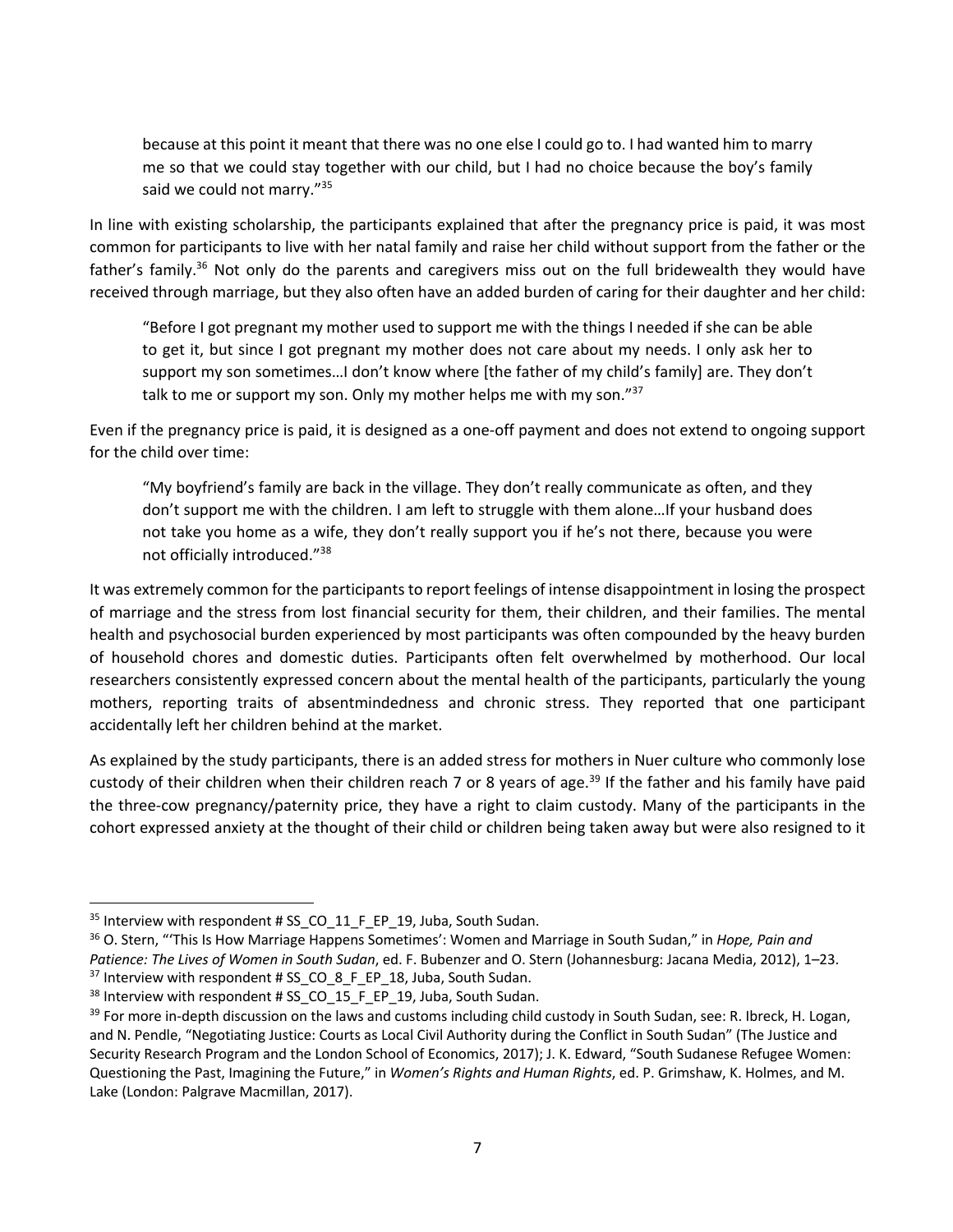> because at this point it meant that there was no one else I could go to. I had wanted him to marry me so that we could stay together with our child, but I had no choice because the boy's family said we could not marry."[35]

In line with existing scholarship, the participants explained that after the pregnancy price is paid, it was most common for participants to live with her natal family and raise her child without support from the father or the father's family.[36] Not only do the parents and caregivers miss out on the full bridewealth they would have received through marriage, but they also often have an added burden of caring for their daughter and her child:

> "Before I got pregnant my mother used to support me with the things I needed if she can be able to get it, but since I got pregnant my mother does not care about my needs. I only ask her to support my son sometimes…I don't know where [the father of my child's family] are. They don't talk to me or support my son. Only my mother helps me with my son."[37]

Even if the pregnancy price is paid, it is designed as a one-off payment and does not extend to ongoing support for the child over time:

> "My boyfriend's family are back in the village. They don't really communicate as often, and they don't support me with the children. I am left to struggle with them alone…If your husband does not take you home as a wife, they don't really support you if he's not there, because you were not officially introduced."[38]

It was extremely common for the participants to report feelings of intense disappointment in losing the prospect of marriage and the stress from lost financial security for them, their children, and their families. The mental health and psychosocial burden experienced by most participants was often compounded by the heavy burden of household chores and domestic duties. Participants often felt overwhelmed by motherhood. Our local researchers consistently expressed concern about the mental health of the participants, particularly the young mothers, reporting traits of absentmindedness and chronic stress. They reported that one participant accidentally left her children behind at the market.

As explained by the study participants, there is an added stress for mothers in Nuer culture who commonly lose custody of their children when their children reach 7 or 8 years of age.[39] If the father and his family have paid the three-cow pregnancy/paternity price, they have a right to claim custody. Many of the participants in the cohort expressed anxiety at the thought of their child or children being taken away but were also resigned to it

---

[35] Interview with respondent # SS_CO_11_F_EP_19, Juba, South Sudan.

[36] O. Stern, "'This Is How Marriage Happens Sometimes': Women and Marriage in South Sudan," in *Hope, Pain and Patience: The Lives of Women in South Sudan*, ed. F. Bubenzer and O. Stern (Johannesburg: Jacana Media, 2012), 1–23.

[37] Interview with respondent # SS_CO_8_F_EP_18, Juba, South Sudan.

[38] Interview with respondent # SS_CO_15_F_EP_19, Juba, South Sudan.

[39] For more in-depth discussion on the laws and customs including child custody in South Sudan, see: R. Ibreck, H. Logan, and N. Pendle, "Negotiating Justice: Courts as Local Civil Authority during the Conflict in South Sudan" (The Justice and Security Research Program and the London School of Economics, 2017); J. K. Edward, "South Sudanese Refugee Women: Questioning the Past, Imagining the Future," in *Women's Rights and Human Rights*, ed. P. Grimshaw, K. Holmes, and M. Lake (London: Palgrave Macmillan, 2017).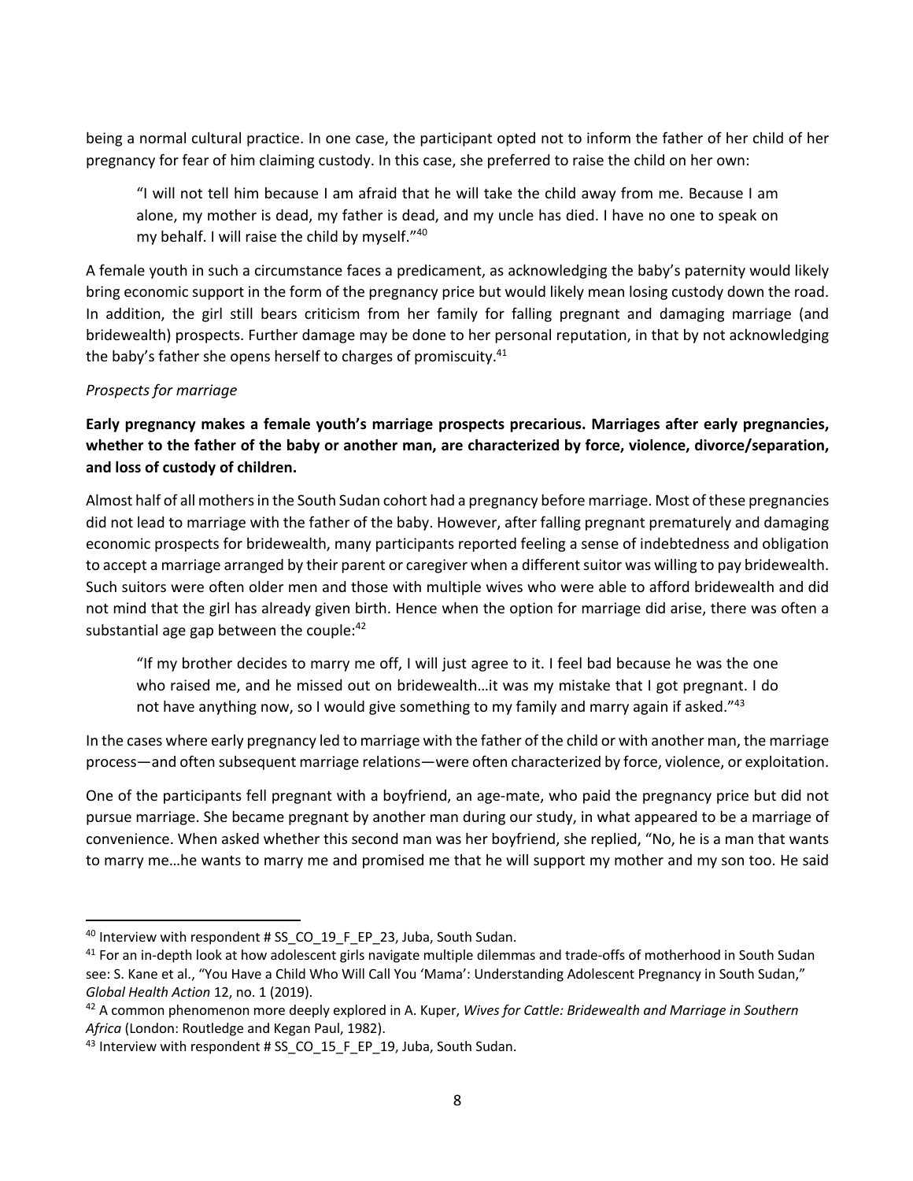being a normal cultural practice. In one case, the participant opted not to inform the father of her child of her pregnancy for fear of him claiming custody. In this case, she preferred to raise the child on her own:

> "I will not tell him because I am afraid that he will take the child away from me. Because I am alone, my mother is dead, my father is dead, and my uncle has died. I have no one to speak on my behalf. I will raise the child by myself."[40]

A female youth in such a circumstance faces a predicament, as acknowledging the baby's paternity would likely bring economic support in the form of the pregnancy price but would likely mean losing custody down the road. In addition, the girl still bears criticism from her family for falling pregnant and damaging marriage (and bridewealth) prospects. Further damage may be done to her personal reputation, in that by not acknowledging the baby's father she opens herself to charges of promiscuity.[41]

*Prospects for marriage*

**Early pregnancy makes a female youth's marriage prospects precarious. Marriages after early pregnancies, whether to the father of the baby or another man, are characterized by force, violence, divorce/separation, and loss of custody of children.**

Almost half of all mothers in the South Sudan cohort had a pregnancy before marriage. Most of these pregnancies did not lead to marriage with the father of the baby. However, after falling pregnant prematurely and damaging economic prospects for bridewealth, many participants reported feeling a sense of indebtedness and obligation to accept a marriage arranged by their parent or caregiver when a different suitor was willing to pay bridewealth. Such suitors were often older men and those with multiple wives who were able to afford bridewealth and did not mind that the girl has already given birth. Hence when the option for marriage did arise, there was often a substantial age gap between the couple:[42]

> "If my brother decides to marry me off, I will just agree to it. I feel bad because he was the one who raised me, and he missed out on bridewealth…it was my mistake that I got pregnant. I do not have anything now, so I would give something to my family and marry again if asked."[43]

In the cases where early pregnancy led to marriage with the father of the child or with another man, the marriage process—and often subsequent marriage relations—were often characterized by force, violence, or exploitation.

One of the participants fell pregnant with a boyfriend, an age-mate, who paid the pregnancy price but did not pursue marriage. She became pregnant by another man during our study, in what appeared to be a marriage of convenience. When asked whether this second man was her boyfriend, she replied, "No, he is a man that wants to marry me…he wants to marry me and promised me that he will support my mother and my son too. He said

---

[40] Interview with respondent # SS_CO_19_F_EP_23, Juba, South Sudan.

[41] For an in-depth look at how adolescent girls navigate multiple dilemmas and trade-offs of motherhood in South Sudan see: S. Kane et al., "You Have a Child Who Will Call You 'Mama': Understanding Adolescent Pregnancy in South Sudan," *Global Health Action* 12, no. 1 (2019).

[42] A common phenomenon more deeply explored in A. Kuper, *Wives for Cattle: Bridewealth and Marriage in Southern Africa* (London: Routledge and Kegan Paul, 1982).

[43] Interview with respondent # SS_CO_15_F_EP_19, Juba, South Sudan.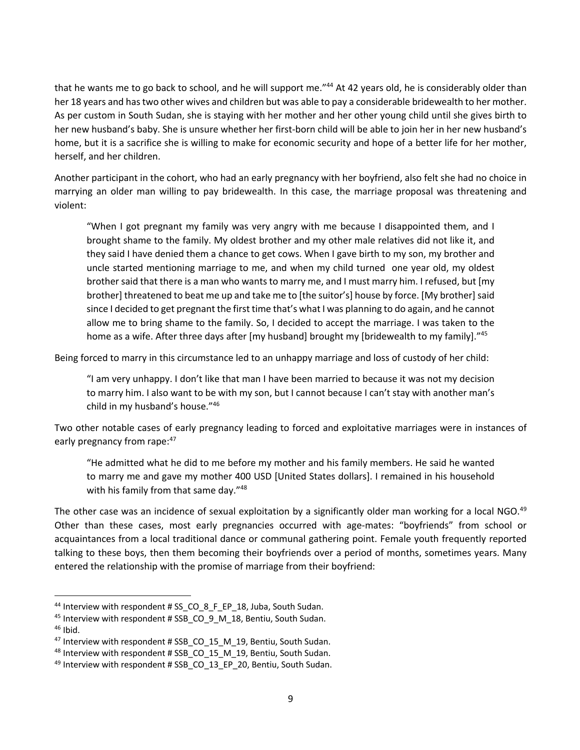that he wants me to go back to school, and he will support me."[44] At 42 years old, he is considerably older than her 18 years and has two other wives and children but was able to pay a considerable bridewealth to her mother. As per custom in South Sudan, she is staying with her mother and her other young child until she gives birth to her new husband's baby. She is unsure whether her first-born child will be able to join her in her new husband's home, but it is a sacrifice she is willing to make for economic security and hope of a better life for her mother, herself, and her children.

Another participant in the cohort, who had an early pregnancy with her boyfriend, also felt she had no choice in marrying an older man willing to pay bridewealth. In this case, the marriage proposal was threatening and violent:

> "When I got pregnant my family was very angry with me because I disappointed them, and I brought shame to the family. My oldest brother and my other male relatives did not like it, and they said I have denied them a chance to get cows. When I gave birth to my son, my brother and uncle started mentioning marriage to me, and when my child turned one year old, my oldest brother said that there is a man who wants to marry me, and I must marry him. I refused, but [my brother] threatened to beat me up and take me to [the suitor's] house by force. [My brother] said since I decided to get pregnant the first time that's what I was planning to do again, and he cannot allow me to bring shame to the family. So, I decided to accept the marriage. I was taken to the home as a wife. After three days after [my husband] brought my [bridewealth to my family]."[45]

Being forced to marry in this circumstance led to an unhappy marriage and loss of custody of her child:

> "I am very unhappy. I don't like that man I have been married to because it was not my decision to marry him. I also want to be with my son, but I cannot because I can't stay with another man's child in my husband's house."[46]

Two other notable cases of early pregnancy leading to forced and exploitative marriages were in instances of early pregnancy from rape:[47]

> "He admitted what he did to me before my mother and his family members. He said he wanted to marry me and gave my mother 400 USD [United States dollars]. I remained in his household with his family from that same day."[48]

The other case was an incidence of sexual exploitation by a significantly older man working for a local NGO.[49] Other than these cases, most early pregnancies occurred with age-mates: "boyfriends" from school or acquaintances from a local traditional dance or communal gathering point. Female youth frequently reported talking to these boys, then them becoming their boyfriends over a period of months, sometimes years. Many entered the relationship with the promise of marriage from their boyfriend:

---

[44] Interview with respondent # SS_CO_8_F_EP_18, Juba, South Sudan.

[45] Interview with respondent # SSB_CO_9_M_18, Bentiu, South Sudan.

[46] Ibid.

[47] Interview with respondent # SSB_CO_15_M_19, Bentiu, South Sudan.

[48] Interview with respondent # SSB_CO_15_M_19, Bentiu, South Sudan.

[49] Interview with respondent # SSB_CO_13_EP_20, Bentiu, South Sudan.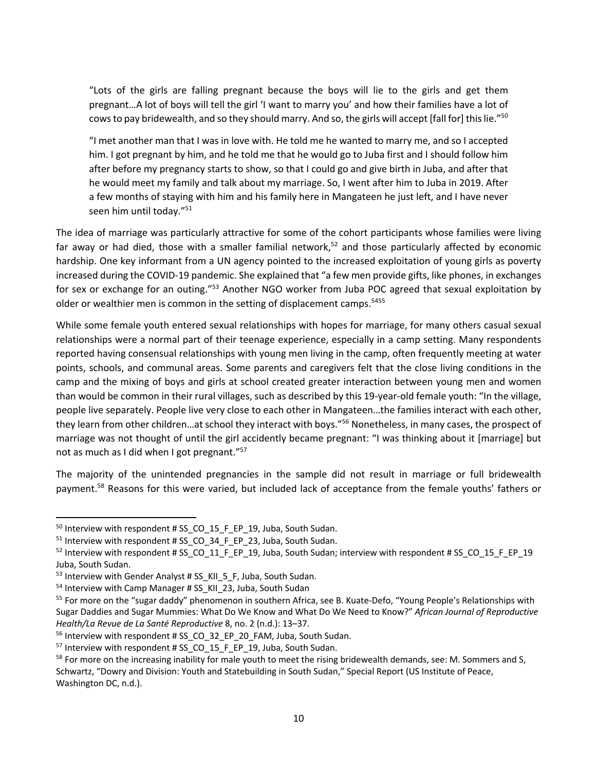> "Lots of the girls are falling pregnant because the boys will lie to the girls and get them pregnant…A lot of boys will tell the girl 'I want to marry you' and how their families have a lot of cows to pay bridewealth, and so they should marry. And so, the girls will accept [fall for] this lie."[50]

> "I met another man that I was in love with. He told me he wanted to marry me, and so I accepted him. I got pregnant by him, and he told me that he would go to Juba first and I should follow him after before my pregnancy starts to show, so that I could go and give birth in Juba, and after that he would meet my family and talk about my marriage. So, I went after him to Juba in 2019. After a few months of staying with him and his family here in Mangateen he just left, and I have never seen him until today."[51]

The idea of marriage was particularly attractive for some of the cohort participants whose families were living far away or had died, those with a smaller familial network,[52] and those particularly affected by economic hardship. One key informant from a UN agency pointed to the increased exploitation of young girls as poverty increased during the COVID-19 pandemic. She explained that "a few men provide gifts, like phones, in exchanges for sex or exchange for an outing."[53] Another NGO worker from Juba POC agreed that sexual exploitation by older or wealthier men is common in the setting of displacement camps.[54][55]

While some female youth entered sexual relationships with hopes for marriage, for many others casual sexual relationships were a normal part of their teenage experience, especially in a camp setting. Many respondents reported having consensual relationships with young men living in the camp, often frequently meeting at water points, schools, and communal areas. Some parents and caregivers felt that the close living conditions in the camp and the mixing of boys and girls at school created greater interaction between young men and women than would be common in their rural villages, such as described by this 19-year-old female youth: "In the village, people live separately. People live very close to each other in Mangateen…the families interact with each other, they learn from other children…at school they interact with boys."[56] Nonetheless, in many cases, the prospect of marriage was not thought of until the girl accidently became pregnant: "I was thinking about it [marriage] but not as much as I did when I got pregnant."[57]

The majority of the unintended pregnancies in the sample did not result in marriage or full bridewealth payment.[58] Reasons for this were varied, but included lack of acceptance from the female youths' fathers or

---

[50] Interview with respondent # SS_CO_15_F_EP_19, Juba, South Sudan.

[51] Interview with respondent # SS_CO_34_F_EP_23, Juba, South Sudan.

[52] Interview with respondent # SS_CO_11_F_EP_19, Juba, South Sudan; interview with respondent # SS_CO_15_F_EP_19 Juba, South Sudan.

[53] Interview with Gender Analyst # SS_KII_5_F, Juba, South Sudan.

[54] Interview with Camp Manager # SS_KII_23, Juba, South Sudan

[55] For more on the "sugar daddy" phenomenon in southern Africa, see B. Kuate-Defo, "Young People's Relationships with Sugar Daddies and Sugar Mummies: What Do We Know and What Do We Need to Know?" *African Journal of Reproductive Health/La Revue de La Santé Reproductive* 8, no. 2 (n.d.): 13–37.

[56] Interview with respondent # SS_CO_32_EP_20_FAM, Juba, South Sudan.

[57] Interview with respondent # SS_CO_15_F_EP_19, Juba, South Sudan.

[58] For more on the increasing inability for male youth to meet the rising bridewealth demands, see: M. Sommers and S, Schwartz, "Dowry and Division: Youth and Statebuilding in South Sudan," Special Report (US Institute of Peace, Washington DC, n.d.).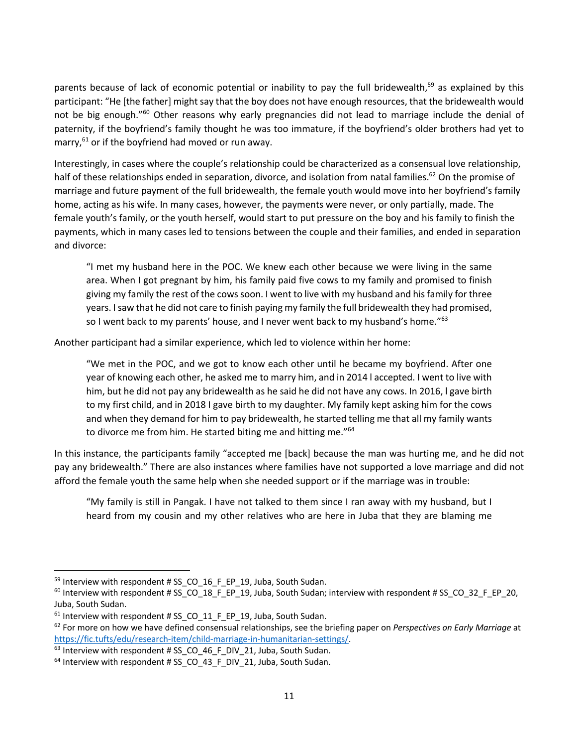parents because of lack of economic potential or inability to pay the full bridewealth,[59] as explained by this participant: "He [the father] might say that the boy does not have enough resources, that the bridewealth would not be big enough."[60] Other reasons why early pregnancies did not lead to marriage include the denial of paternity, if the boyfriend's family thought he was too immature, if the boyfriend's older brothers had yet to marry,[61] or if the boyfriend had moved or run away.

Interestingly, in cases where the couple's relationship could be characterized as a consensual love relationship, half of these relationships ended in separation, divorce, and isolation from natal families.[62] On the promise of marriage and future payment of the full bridewealth, the female youth would move into her boyfriend's family home, acting as his wife. In many cases, however, the payments were never, or only partially, made. The female youth's family, or the youth herself, would start to put pressure on the boy and his family to finish the payments, which in many cases led to tensions between the couple and their families, and ended in separation and divorce:

> "I met my husband here in the POC. We knew each other because we were living in the same area. When I got pregnant by him, his family paid five cows to my family and promised to finish giving my family the rest of the cows soon. I went to live with my husband and his family for three years. I saw that he did not care to finish paying my family the full bridewealth they had promised, so I went back to my parents' house, and I never went back to my husband's home."[63]

Another participant had a similar experience, which led to violence within her home:

> "We met in the POC, and we got to know each other until he became my boyfriend. After one year of knowing each other, he asked me to marry him, and in 2014 l accepted. I went to live with him, but he did not pay any bridewealth as he said he did not have any cows. In 2016, l gave birth to my first child, and in 2018 I gave birth to my daughter. My family kept asking him for the cows and when they demand for him to pay bridewealth, he started telling me that all my family wants to divorce me from him. He started biting me and hitting me."[64]

In this instance, the participants family "accepted me [back] because the man was hurting me, and he did not pay any bridewealth." There are also instances where families have not supported a love marriage and did not afford the female youth the same help when she needed support or if the marriage was in trouble:

> "My family is still in Pangak. I have not talked to them since I ran away with my husband, but I heard from my cousin and my other relatives who are here in Juba that they are blaming me

---

[59] Interview with respondent # SS_CO_16_F_EP_19, Juba, South Sudan.

[60] Interview with respondent # SS_CO_18_F_EP_19, Juba, South Sudan; interview with respondent # SS_CO_32_F_EP_20, Juba, South Sudan.

[61] Interview with respondent # SS_CO_11_F_EP_19, Juba, South Sudan.

[62] For more on how we have defined consensual relationships, see the briefing paper on *Perspectives on Early Marriage* at https://fic.tufts/edu/research-item/child-marriage-in-humanitarian-settings/.

[63] Interview with respondent # SS_CO_46_F_DIV_21, Juba, South Sudan.

[64] Interview with respondent # SS_CO_43_F_DIV_21, Juba, South Sudan.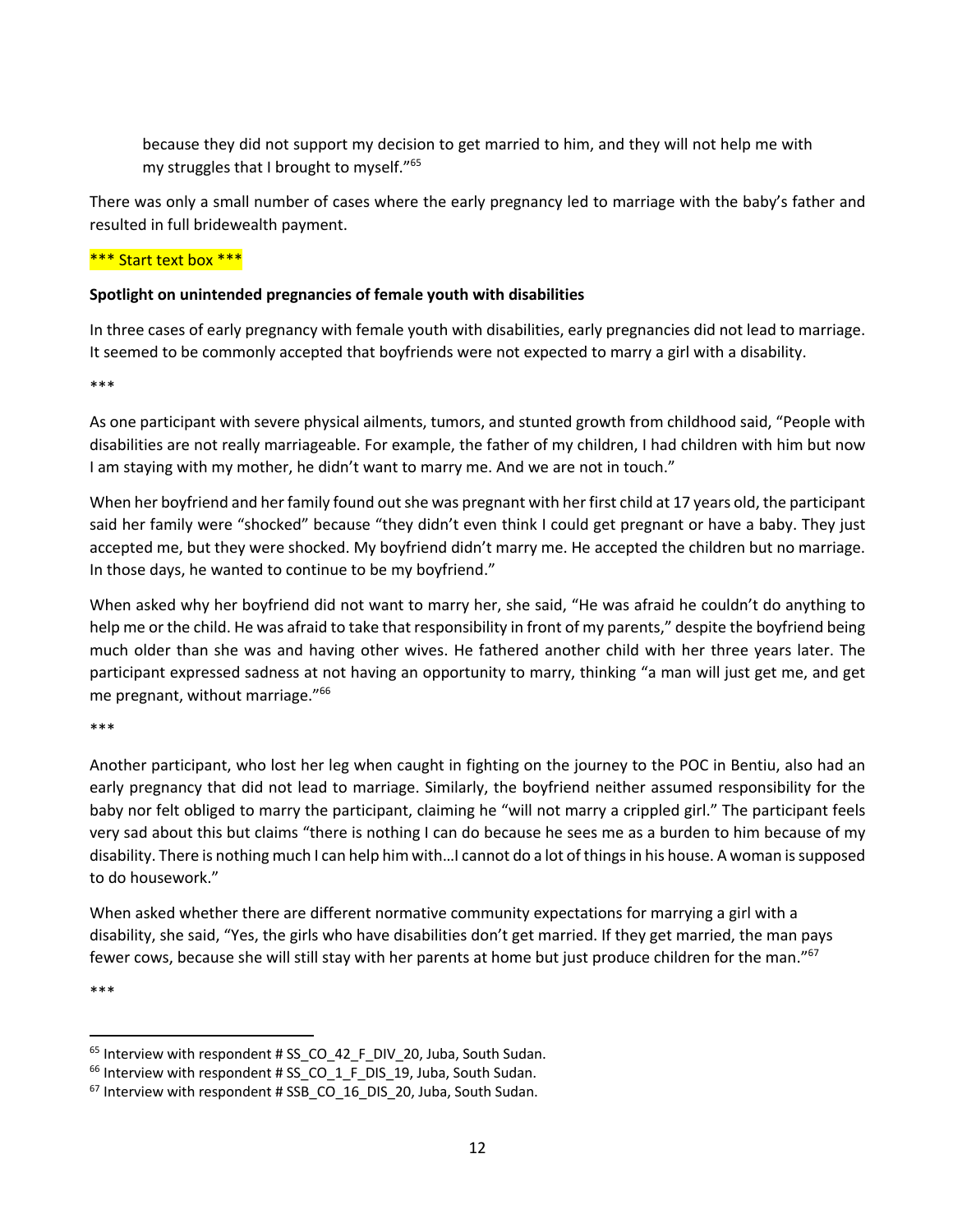because they did not support my decision to get married to him, and they will not help me with my struggles that I brought to myself."[65]

There was only a small number of cases where the early pregnancy led to marriage with the baby's father and resulted in full bridewealth payment.

*** Start text box ***

**Spotlight on unintended pregnancies of female youth with disabilities**

In three cases of early pregnancy with female youth with disabilities, early pregnancies did not lead to marriage. It seemed to be commonly accepted that boyfriends were not expected to marry a girl with a disability.

***

As one participant with severe physical ailments, tumors, and stunted growth from childhood said, "People with disabilities are not really marriageable. For example, the father of my children, I had children with him but now I am staying with my mother, he didn't want to marry me. And we are not in touch."

When her boyfriend and her family found out she was pregnant with her first child at 17 years old, the participant said her family were "shocked" because "they didn't even think I could get pregnant or have a baby. They just accepted me, but they were shocked. My boyfriend didn't marry me. He accepted the children but no marriage. In those days, he wanted to continue to be my boyfriend."

When asked why her boyfriend did not want to marry her, she said, "He was afraid he couldn't do anything to help me or the child. He was afraid to take that responsibility in front of my parents," despite the boyfriend being much older than she was and having other wives. He fathered another child with her three years later. The participant expressed sadness at not having an opportunity to marry, thinking "a man will just get me, and get me pregnant, without marriage."[66]

***

Another participant, who lost her leg when caught in fighting on the journey to the POC in Bentiu, also had an early pregnancy that did not lead to marriage. Similarly, the boyfriend neither assumed responsibility for the baby nor felt obliged to marry the participant, claiming he "will not marry a crippled girl." The participant feels very sad about this but claims "there is nothing I can do because he sees me as a burden to him because of my disability. There is nothing much I can help him with…I cannot do a lot of things in his house. A woman is supposed to do housework."

When asked whether there are different normative community expectations for marrying a girl with a disability, she said, "Yes, the girls who have disabilities don't get married. If they get married, the man pays fewer cows, because she will still stay with her parents at home but just produce children for the man."[67]

***

[65] Interview with respondent # SS_CO_42_F_DIV_20, Juba, South Sudan.
[66] Interview with respondent # SS_CO_1_F_DIS_19, Juba, South Sudan.
[67] Interview with respondent # SSB_CO_16_DIS_20, Juba, South Sudan.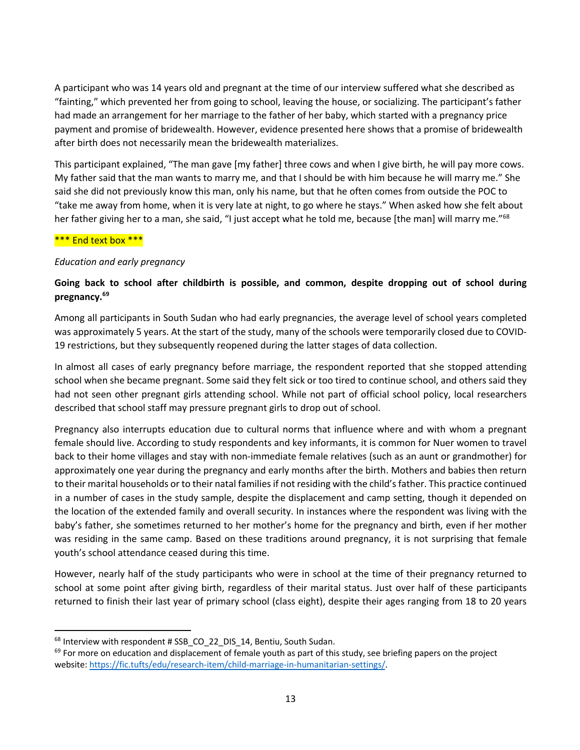A participant who was 14 years old and pregnant at the time of our interview suffered what she described as "fainting," which prevented her from going to school, leaving the house, or socializing. The participant's father had made an arrangement for her marriage to the father of her baby, which started with a pregnancy price payment and promise of bridewealth. However, evidence presented here shows that a promise of bridewealth after birth does not necessarily mean the bridewealth materializes.

This participant explained, "The man gave [my father] three cows and when I give birth, he will pay more cows. My father said that the man wants to marry me, and that I should be with him because he will marry me." She said she did not previously know this man, only his name, but that he often comes from outside the POC to "take me away from home, when it is very late at night, to go where he stays." When asked how she felt about her father giving her to a man, she said, "I just accept what he told me, because [the man] will marry me."[68]

*** End text box ***

*Education and early pregnancy*

**Going back to school after childbirth is possible, and common, despite dropping out of school during pregnancy.[69]**

Among all participants in South Sudan who had early pregnancies, the average level of school years completed was approximately 5 years. At the start of the study, many of the schools were temporarily closed due to COVID-19 restrictions, but they subsequently reopened during the latter stages of data collection.

In almost all cases of early pregnancy before marriage, the respondent reported that she stopped attending school when she became pregnant. Some said they felt sick or too tired to continue school, and others said they had not seen other pregnant girls attending school. While not part of official school policy, local researchers described that school staff may pressure pregnant girls to drop out of school.

Pregnancy also interrupts education due to cultural norms that influence where and with whom a pregnant female should live. According to study respondents and key informants, it is common for Nuer women to travel back to their home villages and stay with non-immediate female relatives (such as an aunt or grandmother) for approximately one year during the pregnancy and early months after the birth. Mothers and babies then return to their marital households or to their natal families if not residing with the child's father. This practice continued in a number of cases in the study sample, despite the displacement and camp setting, though it depended on the location of the extended family and overall security. In instances where the respondent was living with the baby's father, she sometimes returned to her mother's home for the pregnancy and birth, even if her mother was residing in the same camp. Based on these traditions around pregnancy, it is not surprising that female youth's school attendance ceased during this time.

However, nearly half of the study participants who were in school at the time of their pregnancy returned to school at some point after giving birth, regardless of their marital status. Just over half of these participants returned to finish their last year of primary school (class eight), despite their ages ranging from 18 to 20 years

---

[68] Interview with respondent # SSB_CO_22_DIS_14, Bentiu, South Sudan.

[69] For more on education and displacement of female youth as part of this study, see briefing papers on the project website: https://fic.tufts/edu/research-item/child-marriage-in-humanitarian-settings/.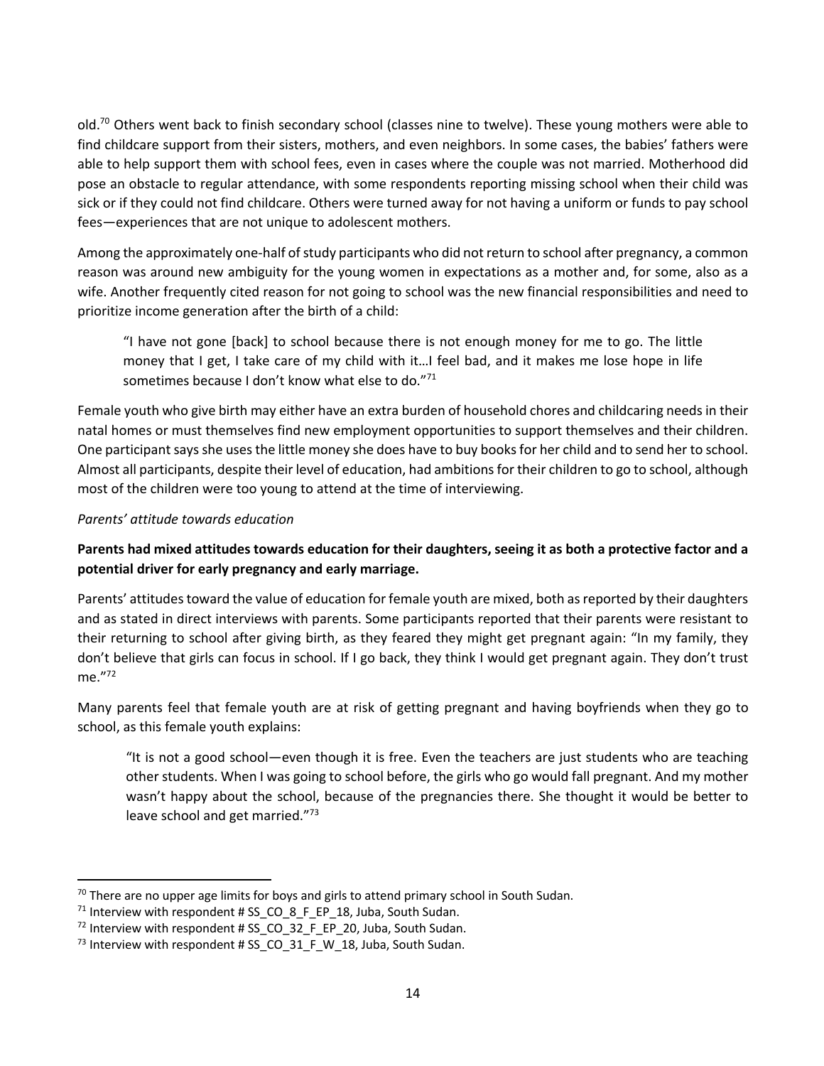old.[70] Others went back to finish secondary school (classes nine to twelve). These young mothers were able to find childcare support from their sisters, mothers, and even neighbors. In some cases, the babies' fathers were able to help support them with school fees, even in cases where the couple was not married. Motherhood did pose an obstacle to regular attendance, with some respondents reporting missing school when their child was sick or if they could not find childcare. Others were turned away for not having a uniform or funds to pay school fees—experiences that are not unique to adolescent mothers.

Among the approximately one-half of study participants who did not return to school after pregnancy, a common reason was around new ambiguity for the young women in expectations as a mother and, for some, also as a wife. Another frequently cited reason for not going to school was the new financial responsibilities and need to prioritize income generation after the birth of a child:

> "I have not gone [back] to school because there is not enough money for me to go. The little money that I get, I take care of my child with it…I feel bad, and it makes me lose hope in life sometimes because I don't know what else to do."[71]

Female youth who give birth may either have an extra burden of household chores and childcaring needs in their natal homes or must themselves find new employment opportunities to support themselves and their children. One participant says she uses the little money she does have to buy books for her child and to send her to school. Almost all participants, despite their level of education, had ambitions for their children to go to school, although most of the children were too young to attend at the time of interviewing.

*Parents' attitude towards education*

**Parents had mixed attitudes towards education for their daughters, seeing it as both a protective factor and a potential driver for early pregnancy and early marriage.**

Parents' attitudes toward the value of education for female youth are mixed, both as reported by their daughters and as stated in direct interviews with parents. Some participants reported that their parents were resistant to their returning to school after giving birth, as they feared they might get pregnant again: "In my family, they don't believe that girls can focus in school. If I go back, they think I would get pregnant again. They don't trust me."[72]

Many parents feel that female youth are at risk of getting pregnant and having boyfriends when they go to school, as this female youth explains:

> "It is not a good school—even though it is free. Even the teachers are just students who are teaching other students. When I was going to school before, the girls who go would fall pregnant. And my mother wasn't happy about the school, because of the pregnancies there. She thought it would be better to leave school and get married."[73]

---

[70] There are no upper age limits for boys and girls to attend primary school in South Sudan.

[71] Interview with respondent # SS_CO_8_F_EP_18, Juba, South Sudan.

[72] Interview with respondent # SS_CO_32_F_EP_20, Juba, South Sudan.

[73] Interview with respondent # SS_CO_31_F_W_18, Juba, South Sudan.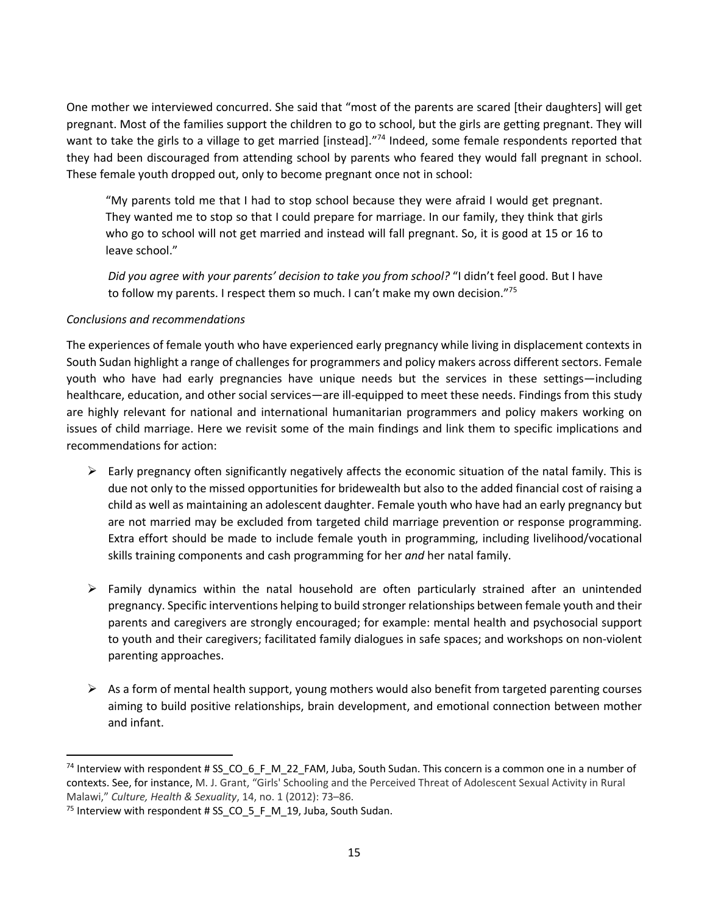One mother we interviewed concurred. She said that "most of the parents are scared [their daughters] will get pregnant. Most of the families support the children to go to school, but the girls are getting pregnant. They will want to take the girls to a village to get married [instead]."[74] Indeed, some female respondents reported that they had been discouraged from attending school by parents who feared they would fall pregnant in school. These female youth dropped out, only to become pregnant once not in school:

> "My parents told me that I had to stop school because they were afraid I would get pregnant. They wanted me to stop so that I could prepare for marriage. In our family, they think that girls who go to school will not get married and instead will fall pregnant. So, it is good at 15 or 16 to leave school."
>
> *Did you agree with your parents' decision to take you from school?* "I didn't feel good. But I have to follow my parents. I respect them so much. I can't make my own decision."[75]

*Conclusions and recommendations*

The experiences of female youth who have experienced early pregnancy while living in displacement contexts in South Sudan highlight a range of challenges for programmers and policy makers across different sectors. Female youth who have had early pregnancies have unique needs but the services in these settings—including healthcare, education, and other social services—are ill-equipped to meet these needs. Findings from this study are highly relevant for national and international humanitarian programmers and policy makers working on issues of child marriage. Here we revisit some of the main findings and link them to specific implications and recommendations for action:

- Early pregnancy often significantly negatively affects the economic situation of the natal family. This is due not only to the missed opportunities for bridewealth but also to the added financial cost of raising a child as well as maintaining an adolescent daughter. Female youth who have had an early pregnancy but are not married may be excluded from targeted child marriage prevention or response programming. Extra effort should be made to include female youth in programming, including livelihood/vocational skills training components and cash programming for her *and* her natal family.

- Family dynamics within the natal household are often particularly strained after an unintended pregnancy. Specific interventions helping to build stronger relationships between female youth and their parents and caregivers are strongly encouraged; for example: mental health and psychosocial support to youth and their caregivers; facilitated family dialogues in safe spaces; and workshops on non-violent parenting approaches.

- As a form of mental health support, young mothers would also benefit from targeted parenting courses aiming to build positive relationships, brain development, and emotional connection between mother and infant.

---

[74] Interview with respondent # SS_CO_6_F_M_22_FAM, Juba, South Sudan. This concern is a common one in a number of contexts. See, for instance, M. J. Grant, "Girls' Schooling and the Perceived Threat of Adolescent Sexual Activity in Rural Malawi," *Culture, Health & Sexuality*, 14, no. 1 (2012): 73–86.

[75] Interview with respondent # SS_CO_5_F_M_19, Juba, South Sudan.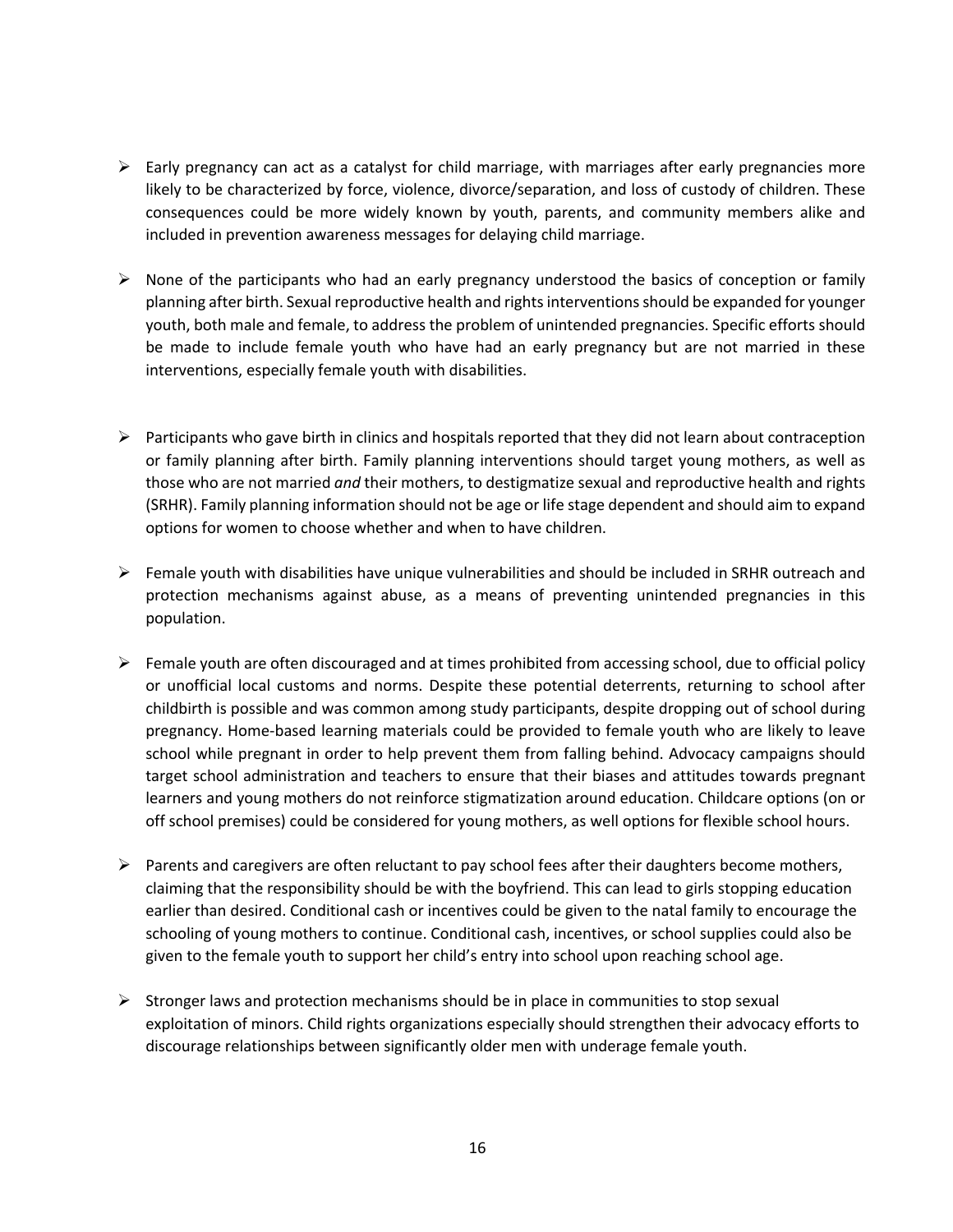- Early pregnancy can act as a catalyst for child marriage, with marriages after early pregnancies more likely to be characterized by force, violence, divorce/separation, and loss of custody of children. These consequences could be more widely known by youth, parents, and community members alike and included in prevention awareness messages for delaying child marriage.

- None of the participants who had an early pregnancy understood the basics of conception or family planning after birth. Sexual reproductive health and rights interventions should be expanded for younger youth, both male and female, to address the problem of unintended pregnancies. Specific efforts should be made to include female youth who have had an early pregnancy but are not married in these interventions, especially female youth with disabilities.

- Participants who gave birth in clinics and hospitals reported that they did not learn about contraception or family planning after birth. Family planning interventions should target young mothers, as well as those who are not married *and* their mothers, to destigmatize sexual and reproductive health and rights (SRHR). Family planning information should not be age or life stage dependent and should aim to expand options for women to choose whether and when to have children.

- Female youth with disabilities have unique vulnerabilities and should be included in SRHR outreach and protection mechanisms against abuse, as a means of preventing unintended pregnancies in this population.

- Female youth are often discouraged and at times prohibited from accessing school, due to official policy or unofficial local customs and norms. Despite these potential deterrents, returning to school after childbirth is possible and was common among study participants, despite dropping out of school during pregnancy. Home-based learning materials could be provided to female youth who are likely to leave school while pregnant in order to help prevent them from falling behind. Advocacy campaigns should target school administration and teachers to ensure that their biases and attitudes towards pregnant learners and young mothers do not reinforce stigmatization around education. Childcare options (on or off school premises) could be considered for young mothers, as well options for flexible school hours.

- Parents and caregivers are often reluctant to pay school fees after their daughters become mothers, claiming that the responsibility should be with the boyfriend. This can lead to girls stopping education earlier than desired. Conditional cash or incentives could be given to the natal family to encourage the schooling of young mothers to continue. Conditional cash, incentives, or school supplies could also be given to the female youth to support her child's entry into school upon reaching school age.

- Stronger laws and protection mechanisms should be in place in communities to stop sexual exploitation of minors. Child rights organizations especially should strengthen their advocacy efforts to discourage relationships between significantly older men with underage female youth.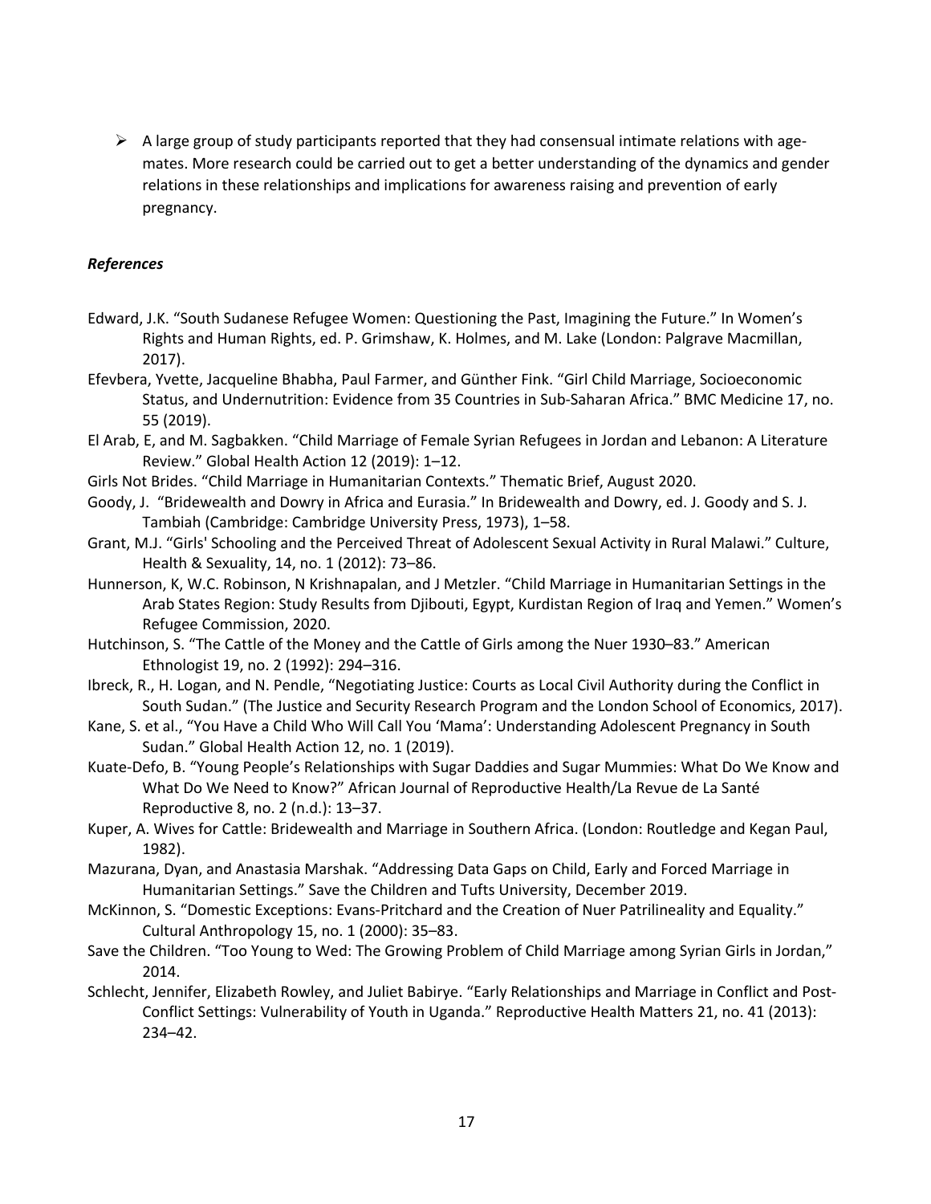- A large group of study participants reported that they had consensual intimate relations with age-mates. More research could be carried out to get a better understanding of the dynamics and gender relations in these relationships and implications for awareness raising and prevention of early pregnancy.

***References***

Edward, J.K. "South Sudanese Refugee Women: Questioning the Past, Imagining the Future." In Women's Rights and Human Rights, ed. P. Grimshaw, K. Holmes, and M. Lake (London: Palgrave Macmillan, 2017).

Efevbera, Yvette, Jacqueline Bhabha, Paul Farmer, and Günther Fink. "Girl Child Marriage, Socioeconomic Status, and Undernutrition: Evidence from 35 Countries in Sub-Saharan Africa." BMC Medicine 17, no. 55 (2019).

El Arab, E, and M. Sagbakken. "Child Marriage of Female Syrian Refugees in Jordan and Lebanon: A Literature Review." Global Health Action 12 (2019): 1–12.

Girls Not Brides. "Child Marriage in Humanitarian Contexts." Thematic Brief, August 2020.

Goody, J. "Bridewealth and Dowry in Africa and Eurasia." In Bridewealth and Dowry, ed. J. Goody and S. J. Tambiah (Cambridge: Cambridge University Press, 1973), 1–58.

Grant, M.J. "Girls' Schooling and the Perceived Threat of Adolescent Sexual Activity in Rural Malawi." Culture, Health & Sexuality, 14, no. 1 (2012): 73–86.

Hunnerson, K, W.C. Robinson, N Krishnapalan, and J Metzler. "Child Marriage in Humanitarian Settings in the Arab States Region: Study Results from Djibouti, Egypt, Kurdistan Region of Iraq and Yemen." Women's Refugee Commission, 2020.

Hutchinson, S. "The Cattle of the Money and the Cattle of Girls among the Nuer 1930–83." American Ethnologist 19, no. 2 (1992): 294–316.

Ibreck, R., H. Logan, and N. Pendle, "Negotiating Justice: Courts as Local Civil Authority during the Conflict in South Sudan." (The Justice and Security Research Program and the London School of Economics, 2017).

Kane, S. et al., "You Have a Child Who Will Call You 'Mama': Understanding Adolescent Pregnancy in South Sudan." Global Health Action 12, no. 1 (2019).

Kuate-Defo, B. "Young People's Relationships with Sugar Daddies and Sugar Mummies: What Do We Know and What Do We Need to Know?" African Journal of Reproductive Health/La Revue de La Santé Reproductive 8, no. 2 (n.d.): 13–37.

Kuper, A. Wives for Cattle: Bridewealth and Marriage in Southern Africa. (London: Routledge and Kegan Paul, 1982).

Mazurana, Dyan, and Anastasia Marshak. "Addressing Data Gaps on Child, Early and Forced Marriage in Humanitarian Settings." Save the Children and Tufts University, December 2019.

McKinnon, S. "Domestic Exceptions: Evans-Pritchard and the Creation of Nuer Patrilineality and Equality." Cultural Anthropology 15, no. 1 (2000): 35–83.

Save the Children. "Too Young to Wed: The Growing Problem of Child Marriage among Syrian Girls in Jordan," 2014.

Schlecht, Jennifer, Elizabeth Rowley, and Juliet Babirye. "Early Relationships and Marriage in Conflict and Post-Conflict Settings: Vulnerability of Youth in Uganda." Reproductive Health Matters 21, no. 41 (2013): 234–42.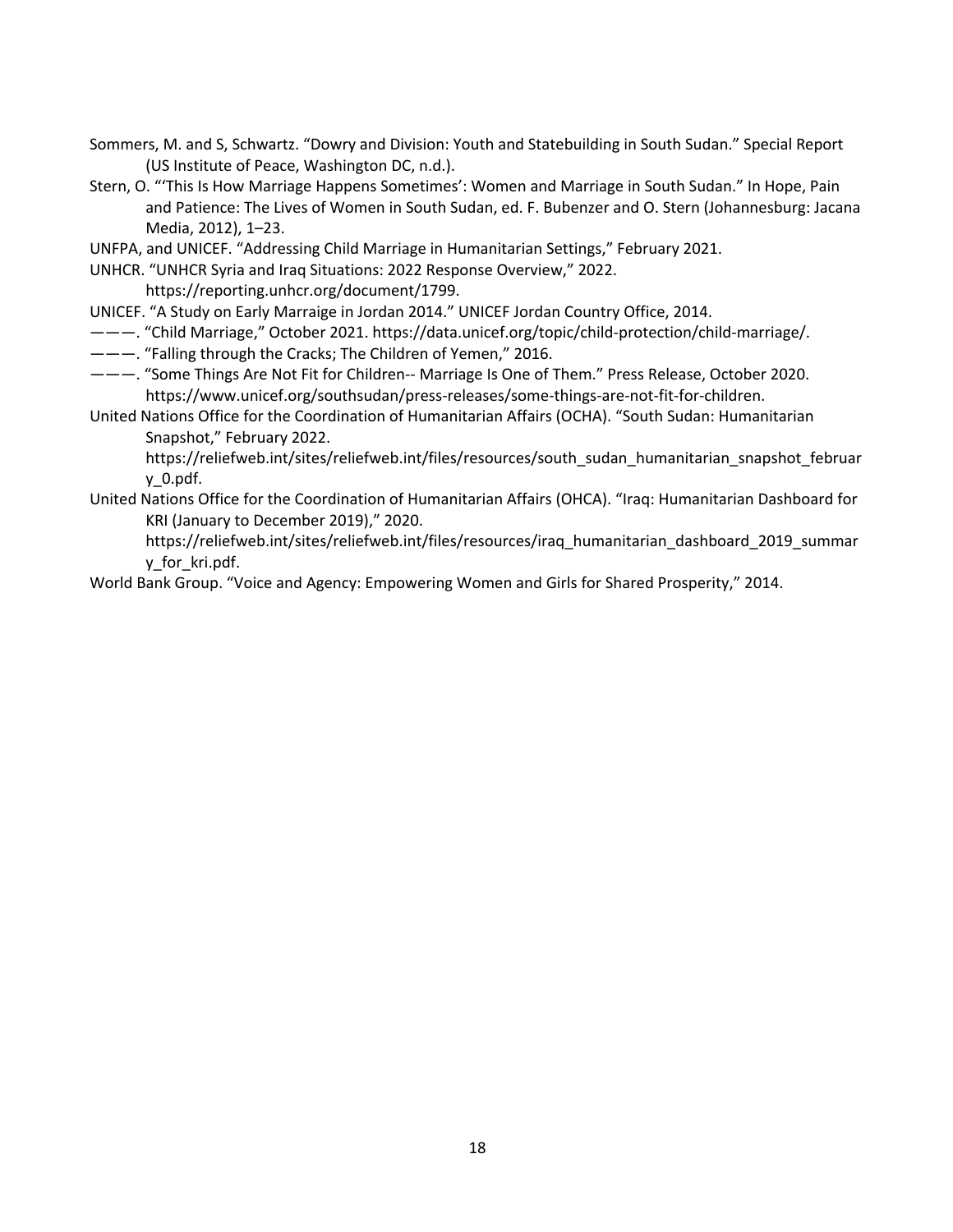Sommers, M. and S, Schwartz. "Dowry and Division: Youth and Statebuilding in South Sudan." Special Report (US Institute of Peace, Washington DC, n.d.).

Stern, O. "'This Is How Marriage Happens Sometimes': Women and Marriage in South Sudan." In Hope, Pain and Patience: The Lives of Women in South Sudan, ed. F. Bubenzer and O. Stern (Johannesburg: Jacana Media, 2012), 1–23.

UNFPA, and UNICEF. "Addressing Child Marriage in Humanitarian Settings," February 2021.

UNHCR. "UNHCR Syria and Iraq Situations: 2022 Response Overview," 2022. https://reporting.unhcr.org/document/1799.

UNICEF. "A Study on Early Marraige in Jordan 2014." UNICEF Jordan Country Office, 2014.

———. "Child Marriage," October 2021. https://data.unicef.org/topic/child-protection/child-marriage/.

———. "Falling through the Cracks; The Children of Yemen," 2016.

———. "Some Things Are Not Fit for Children-- Marriage Is One of Them." Press Release, October 2020. https://www.unicef.org/southsudan/press-releases/some-things-are-not-fit-for-children.

United Nations Office for the Coordination of Humanitarian Affairs (OCHA). "South Sudan: Humanitarian Snapshot," February 2022. https://reliefweb.int/sites/reliefweb.int/files/resources/south_sudan_humanitarian_snapshot_february_0.pdf.

United Nations Office for the Coordination of Humanitarian Affairs (OHCA). "Iraq: Humanitarian Dashboard for KRI (January to December 2019)," 2020. https://reliefweb.int/sites/reliefweb.int/files/resources/iraq_humanitarian_dashboard_2019_summary_for_kri.pdf.

World Bank Group. "Voice and Agency: Empowering Women and Girls for Shared Prosperity," 2014.